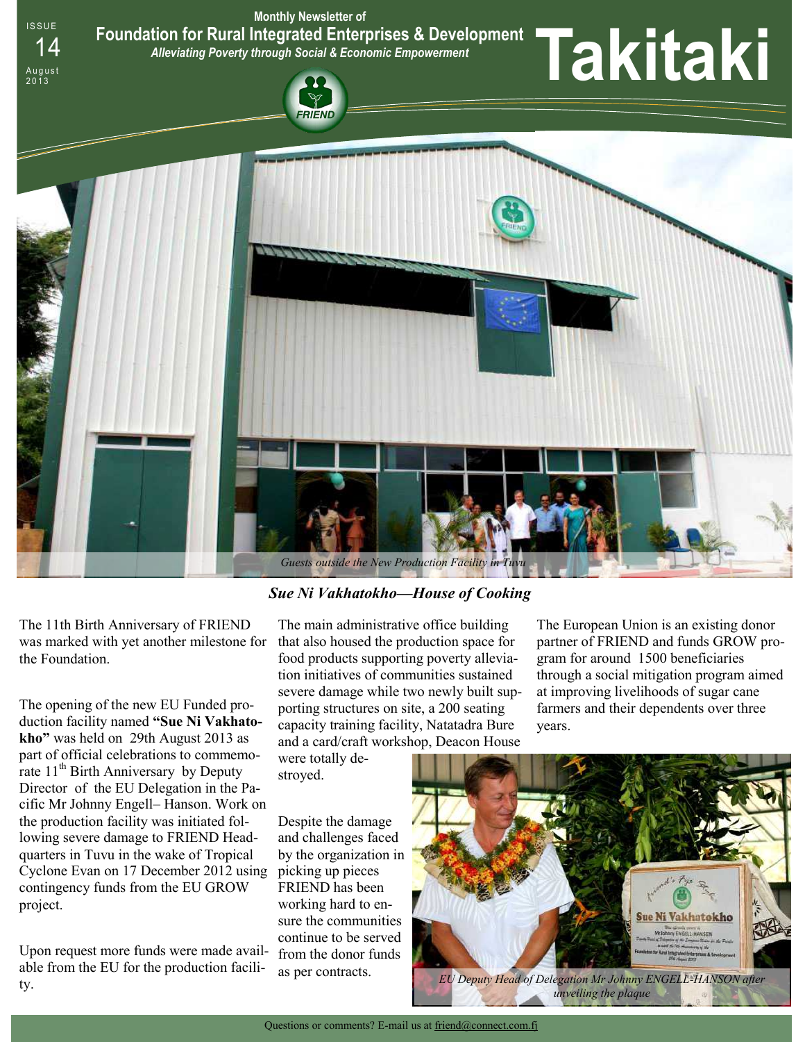ISSUE 14 August 2013

Monthly Newsletter of

# Foundation for Rural Integrated Enterprises & Development

*Alleviating Poverty through Social & Economic Empowerment*

# Takitaki

*Guests outside the New Production Facility in Tuvu*

## *Sue Ni Vakhatokho—House of Cooking*

The 11th Birth Anniversary of FRIEND was marked with yet another milestone for the Foundation.

The opening of the new EU Funded production facility named **"Sue Ni Vakhatokho"** was held on 29th August 2013 as part of official celebrations to commemorate 11th Birth Anniversary by Deputy Director of the EU Delegation in the Pacific Mr Johnny Engell– Hanson. Work on the production facility was initiated following severe damage to FRIEND Headquarters in Tuvu in the wake of Tropical Cyclone Evan on 17 December 2012 using contingency funds from the EU GROW project.

Upon request more funds were made available from the EU for the production facility.

The main administrative office building that also housed the production space for food products supporting poverty alleviation initiatives of communities sustained severe damage while two newly built supporting structures on site, a 200 seating capacity training facility, Natatadra Bure and a card/craft workshop, Deacon House were totally destroyed.

Despite the damage and challenges faced by the organization in picking up pieces FRIEND has been working hard to ensure the communities continue to be served from the donor funds as per contracts.

The European Union is an existing donor partner of FRIEND and funds GROW program for around 1500 beneficiaries through a social mitigation program aimed at improving livelihoods of sugar cane farmers and their dependents over three years.

*EU Deputy Head of Delegation Mr Johnny ENGELL-HANSON after unveiling the plaque*

Questions or comments? E-mail us at friend@connect.com.fj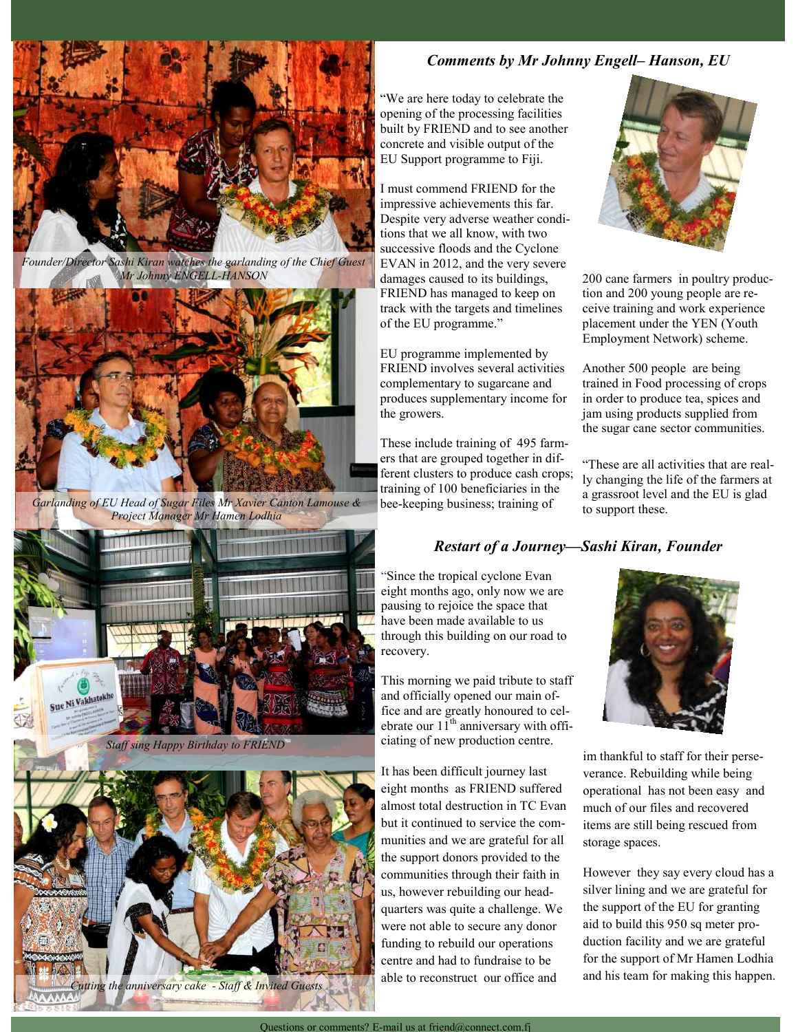Founder/Director Sashi Kiran watches the garlanding of the Chief Guest Mr Johnny ENGELL-HANSON

Garlanding of EU Head of Sugar Files Mr Xavier Canton Lamouse & Project Manager Mr Hamen Lodhia

Staff sing Happy Birthday to FRIEND

Cutting the anniversary cake - Staff & Invited Guests

### *Comments by Mr Johnny Engell– Hanson, EU*

"We are here today to celebrate the opening of the processing facilities built by FRIEND and to see another concrete and visible output of the EU Support programme to Fiji.

I must commend FRIEND for the impressive achievements this far. Despite very adverse weather conditions that we all know, with two successive floods and the Cyclone EVAN in 2012, and the very severe damages caused to its buildings, FRIEND has managed to keep on track with the targets and timelines of the EU programme."

EU programme implemented by FRIEND involves several activities complementary to sugarcane and produces supplementary income for the growers.

These include training of 495 farmers that are grouped together in different clusters to produce cash crops; training of 100 beneficiaries in the bee-keeping business; training of 200 cane farmers in poultry production and 200 young people are receive training and work experience placement under the YEN (Youth Employment Network) scheme.

Another 500 people are being trained in Food processing of crops in order to produce tea, spices and jam using products supplied from the sugar cane sector communities.

"These are all activities that are really changing the life of the farmers at a grassroot level and the EU is glad to support these.

### *Restart of a Journey—Sashi Kiran, Founder*

"Since the tropical cyclone Evan eight months ago, only now we are pausing to rejoice the space that have been made available to us through this building on our road to recovery.

This morning we paid tribute to staff and officially opened our main office and are greatly honoured to celebrate our 11th anniversary with officiating of new production centre.

It has been difficult journey last eight months as FRIEND suffered almost total destruction in TC Evan but it continued to service the communities and we are grateful for all the support donors provided to the communities through their faith in us, however rebuilding our headquarters was quite a challenge. We were not able to secure any donor funding to rebuild our operations centre and had to fundraise to be able to reconstruct our office and im thankful to staff for their perseverance. Rebuilding while being operational has not been easy and much of our files and recovered items are still being rescued from storage spaces.

However they say every cloud has a silver lining and we are grateful for the support of the EU for granting aid to build this 950 sq meter production facility and we are grateful for the support of Mr Hamen Lodhia and his team for making this happen.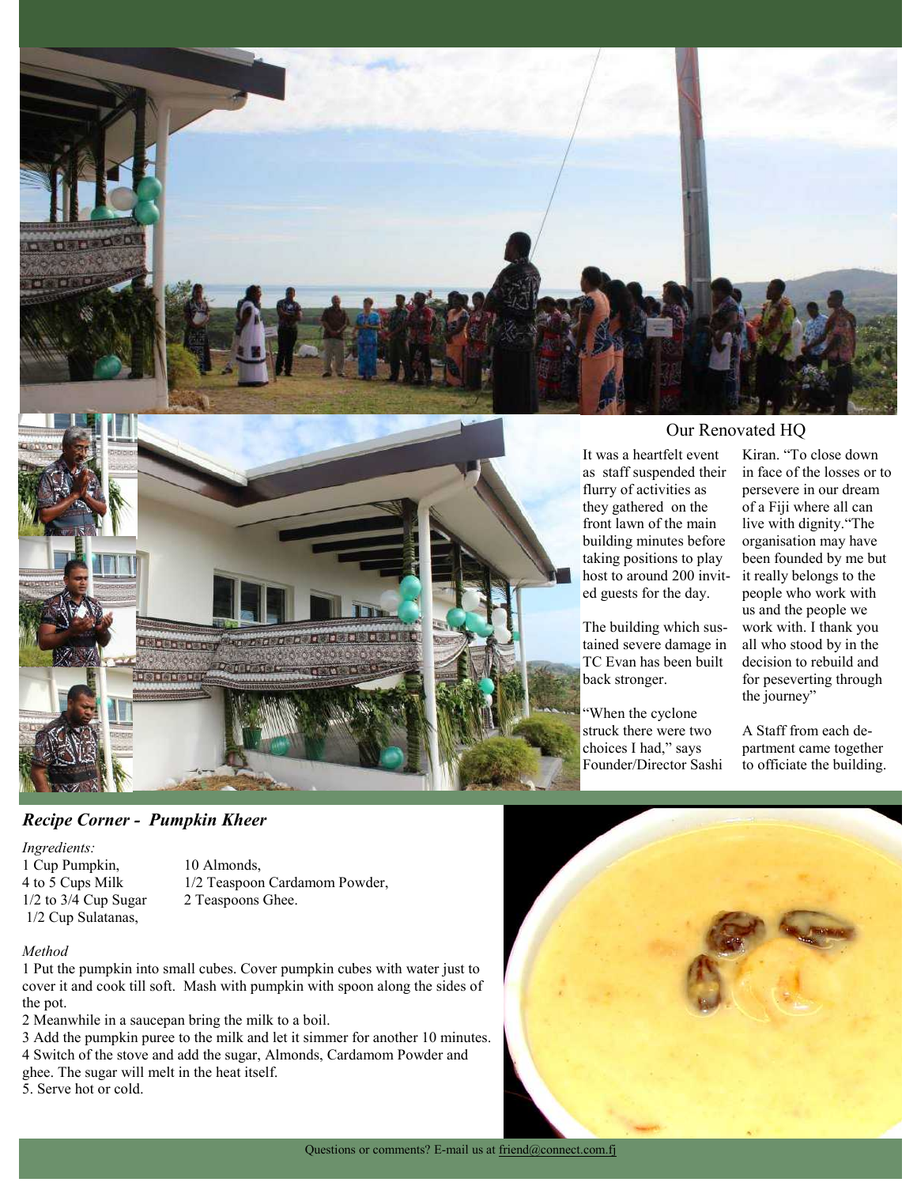## Our Renovated HQ

It was a heartfelt event as staff suspended their flurry of activities as they gathered on the front lawn of the main building minutes before taking positions to play host to around 200 invited guests for the day.

The building which sustained severe damage in TC Evan has been built back stronger.

"When the cyclone struck there were two choices I had," says Founder/Director Sashi Kiran. "To close down in face of the losses or to persevere in our dream of a Fiji where all can live with dignity."The organisation may have been founded by me but it really belongs to the people who work with us and the people we work with. I thank you all who stood by in the decision to rebuild and for peseverting through the journey"

A Staff from each department came together to officiate the building.

## *Recipe Corner - Pumpkin Kheer*

*Ingredients:*

1 Cup Pumpkin,
4 to 5 Cups Milk
1/2 to 3/4 Cup Sugar
1/2 Cup Sulatanas,
10 Almonds,
1/2 Teaspoon Cardamom Powder,
2 Teaspoons Ghee.

*Method*

1 Put the pumpkin into small cubes. Cover pumpkin cubes with water just to cover it and cook till soft. Mash with pumpkin with spoon along the sides of the pot.

2 Meanwhile in a saucepan bring the milk to a boil.

3 Add the pumpkin puree to the milk and let it simmer for another 10 minutes.

4 Switch of the stove and add the sugar, Almonds, Cardamom Powder and ghee. The sugar will melt in the heat itself.

5. Serve hot or cold.

Questions or comments? E-mail us at friend@connect.com.fj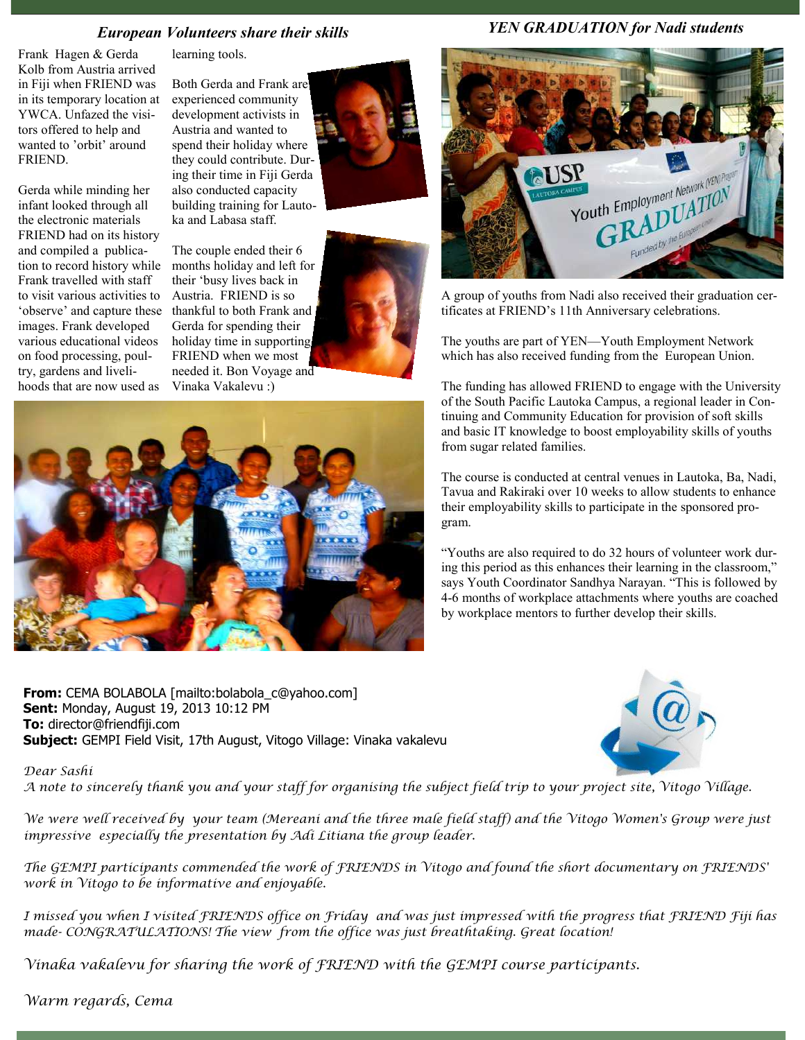## European Volunteers share their skills

Frank Hagen & Gerda Kolb from Austria arrived in Fiji when FRIEND was in its temporary location at YWCA. Unfazed the visitors offered to help and wanted to 'orbit' around FRIEND.

Gerda while minding her infant looked through all the electronic materials FRIEND had on its history and compiled a publication to record history while Frank travelled with staff to visit various activities to 'observe' and capture these images. Frank developed various educational videos on food processing, poultry, gardens and livelihoods that are now used as learning tools.

Both Gerda and Frank are experienced community development activists in Austria and wanted to spend their holiday where they could contribute. During their time in Fiji Gerda also conducted capacity building training for Lautoka and Labasa staff.

The couple ended their 6 months holiday and left for their 'busy lives back in Austria. FRIEND is so thankful to both Frank and Gerda for spending their holiday time in supporting FRIEND when we most needed it. Bon Voyage and Vinaka Vakalevu :)

## YEN GRADUATION for Nadi students

A group of youths from Nadi also received their graduation certificates at FRIEND's 11th Anniversary celebrations.

The youths are part of YEN—Youth Employment Network which has also received funding from the European Union.

The funding has allowed FRIEND to engage with the University of the South Pacific Lautoka Campus, a regional leader in Continuing and Community Education for provision of soft skills and basic IT knowledge to boost employability skills of youths from sugar related families.

The course is conducted at central venues in Lautoka, Ba, Nadi, Tavua and Rakiraki over 10 weeks to allow students to enhance their employability skills to participate in the sponsored program.

"Youths are also required to do 32 hours of volunteer work during this period as this enhances their learning in the classroom," says Youth Coordinator Sandhya Narayan. "This is followed by 4-6 months of workplace attachments where youths are coached by workplace mentors to further develop their skills.

**From:** CEMA BOLABOLA [mailto:bolabola_c@yahoo.com]
**Sent:** Monday, August 19, 2013 10:12 PM
**To:** director@friendfiji.com
**Subject:** GEMPI Field Visit, 17th August, Vitogo Village: Vinaka vakalevu

*Dear Sashi*

*A note to sincerely thank you and your staff for organising the subject field trip to your project site, Vitogo Village.*

*We were well received by your team (Mereani and the three male field staff) and the Vitogo Women's Group were just impressive especially the presentation by Adi Litiana the group leader.*

*The GEMPI participants commended the work of FRIENDS in Vitogo and found the short documentary on FRIENDS' work in Vitogo to be informative and enjoyable.*

*I missed you when I visited FRIENDS office on Friday and was just impressed with the progress that FRIEND Fiji has made- CONGRATULATIONS! The view from the office was just breathtaking. Great location!*

*Vinaka vakalevu for sharing the work of FRIEND with the GEMPI course participants.*

*Warm regards, Cema*